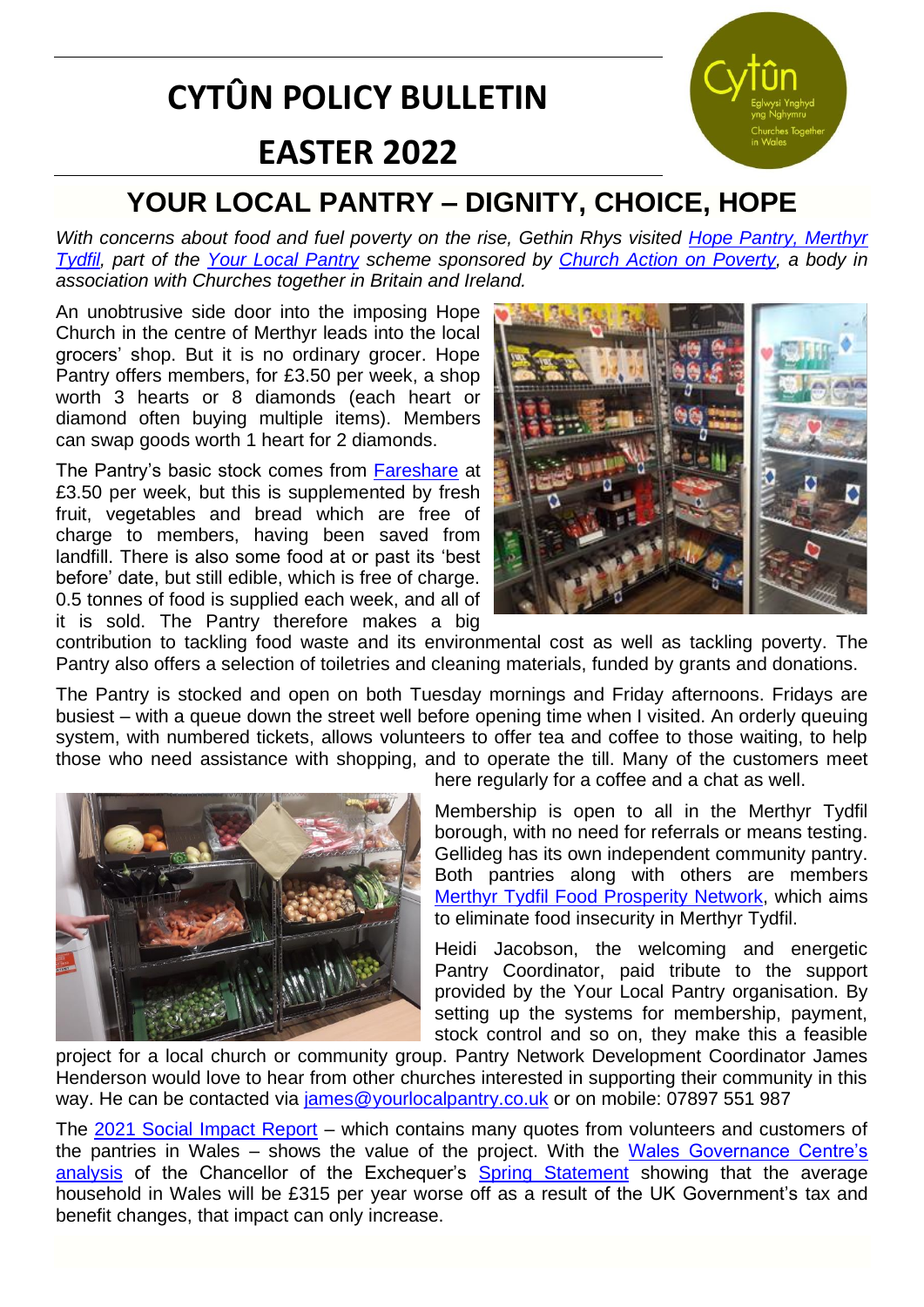# CYTÛN POLICY BULLETIN

# EASTER 2022

## YOUR LOCAL PANTRY – DIGNITY, CHOICE, HOPE

*With concerns about food and fuel poverty on the rise, Gethin Rhys visited Hope Pantry, Merthyr Tydfil, part of the Your Local Pantry scheme sponsored by Church Action on Poverty, a body in association with Churches together in Britain and Ireland.*

An unobtrusive side door into the imposing Hope Church in the centre of Merthyr leads into the local grocers' shop. But it is no ordinary grocer. Hope Pantry offers members, for £3.50 per week, a shop worth 3 hearts or 8 diamonds (each heart or diamond often buying multiple items). Members can swap goods worth 1 heart for 2 diamonds.

The Pantry's basic stock comes from Fareshare at £3.50 per week, but this is supplemented by fresh fruit, vegetables and bread which are free of charge to members, having been saved from landfill. There is also some food at or past its 'best before' date, but still edible, which is free of charge. 0.5 tonnes of food is supplied each week, and all of it is sold. The Pantry therefore makes a big contribution to tackling food waste and its environmental cost as well as tackling poverty. The Pantry also offers a selection of toiletries and cleaning materials, funded by grants and donations.

The Pantry is stocked and open on both Tuesday mornings and Friday afternoons. Fridays are busiest – with a queue down the street well before opening time when I visited. An orderly queuing system, with numbered tickets, allows volunteers to offer tea and coffee to those waiting, to help those who need assistance with shopping, and to operate the till. Many of the customers meet here regularly for a coffee and a chat as well.

Membership is open to all in the Merthyr Tydfil borough, with no need for referrals or means testing. Gellideg has its own independent community pantry. Both pantries along with others are members Merthyr Tydfil Food Prosperity Network, which aims to eliminate food insecurity in Merthyr Tydfil.

Heidi Jacobson, the welcoming and energetic Pantry Coordinator, paid tribute to the support provided by the Your Local Pantry organisation. By setting up the systems for membership, payment, stock control and so on, they make this a feasible project for a local church or community group. Pantry Network Development Coordinator James Henderson would love to hear from other churches interested in supporting their community in this way. He can be contacted via james@yourlocalpantry.co.uk or on mobile: 07897 551 987

The 2021 Social Impact Report – which contains many quotes from volunteers and customers of the pantries in Wales – shows the value of the project. With the Wales Governance Centre's analysis of the Chancellor of the Exchequer's Spring Statement showing that the average household in Wales will be £315 per year worse off as a result of the UK Government's tax and benefit changes, that impact can only increase.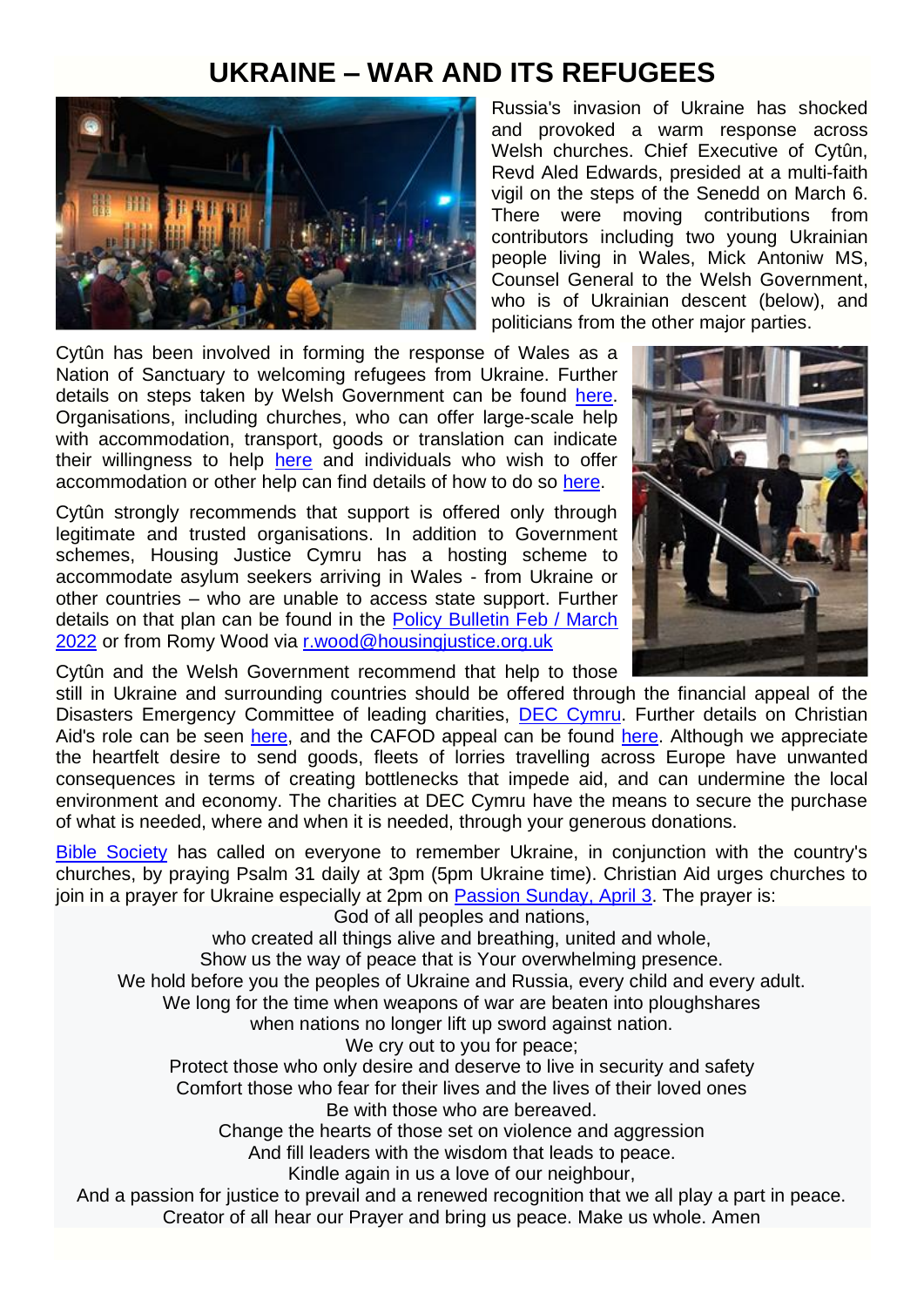# UKRAINE – WAR AND ITS REFUGEES

Russia's invasion of Ukraine has shocked and provoked a warm response across Welsh churches. Chief Executive of Cytûn, Revd Aled Edwards, presided at a multi-faith vigil on the steps of the Senedd on March 6. There were moving contributions from contributors including two young Ukrainian people living in Wales, Mick Antoniw MS, Counsel General to the Welsh Government, who is of Ukrainian descent (below), and politicians from the other major parties.

Cytûn has been involved in forming the response of Wales as a Nation of Sanctuary to welcoming refugees from Ukraine. Further details on steps taken by Welsh Government can be found here. Organisations, including churches, who can offer large-scale help with accommodation, transport, goods or translation can indicate their willingness to help here and individuals who wish to offer accommodation or other help can find details of how to do so here.

Cytûn strongly recommends that support is offered only through legitimate and trusted organisations. In addition to Government schemes, Housing Justice Cymru has a hosting scheme to accommodate asylum seekers arriving in Wales - from Ukraine or other countries – who are unable to access state support. Further details on that plan can be found in the Policy Bulletin Feb / March 2022 or from Romy Wood via r.wood@housingjustice.org.uk

Cytûn and the Welsh Government recommend that help to those still in Ukraine and surrounding countries should be offered through the financial appeal of the Disasters Emergency Committee of leading charities, DEC Cymru. Further details on Christian Aid's role can be seen here, and the CAFOD appeal can be found here. Although we appreciate the heartfelt desire to send goods, fleets of lorries travelling across Europe have unwanted consequences in terms of creating bottlenecks that impede aid, and can undermine the local environment and economy. The charities at DEC Cymru have the means to secure the purchase of what is needed, where and when it is needed, through your generous donations.

Bible Society has called on everyone to remember Ukraine, in conjunction with the country's churches, by praying Psalm 31 daily at 3pm (5pm Ukraine time). Christian Aid urges churches to join in a prayer for Ukraine especially at 2pm on Passion Sunday, April 3. The prayer is:

God of all peoples and nations,
who created all things alive and breathing, united and whole,
Show us the way of peace that is Your overwhelming presence.
We hold before you the peoples of Ukraine and Russia, every child and every adult.
We long for the time when weapons of war are beaten into ploughshares
when nations no longer lift up sword against nation.
We cry out to you for peace;
Protect those who only desire and deserve to live in security and safety
Comfort those who fear for their lives and the lives of their loved ones
Be with those who are bereaved.
Change the hearts of those set on violence and aggression
And fill leaders with the wisdom that leads to peace.
Kindle again in us a love of our neighbour,
And a passion for justice to prevail and a renewed recognition that we all play a part in peace.
Creator of all hear our Prayer and bring us peace. Make us whole. Amen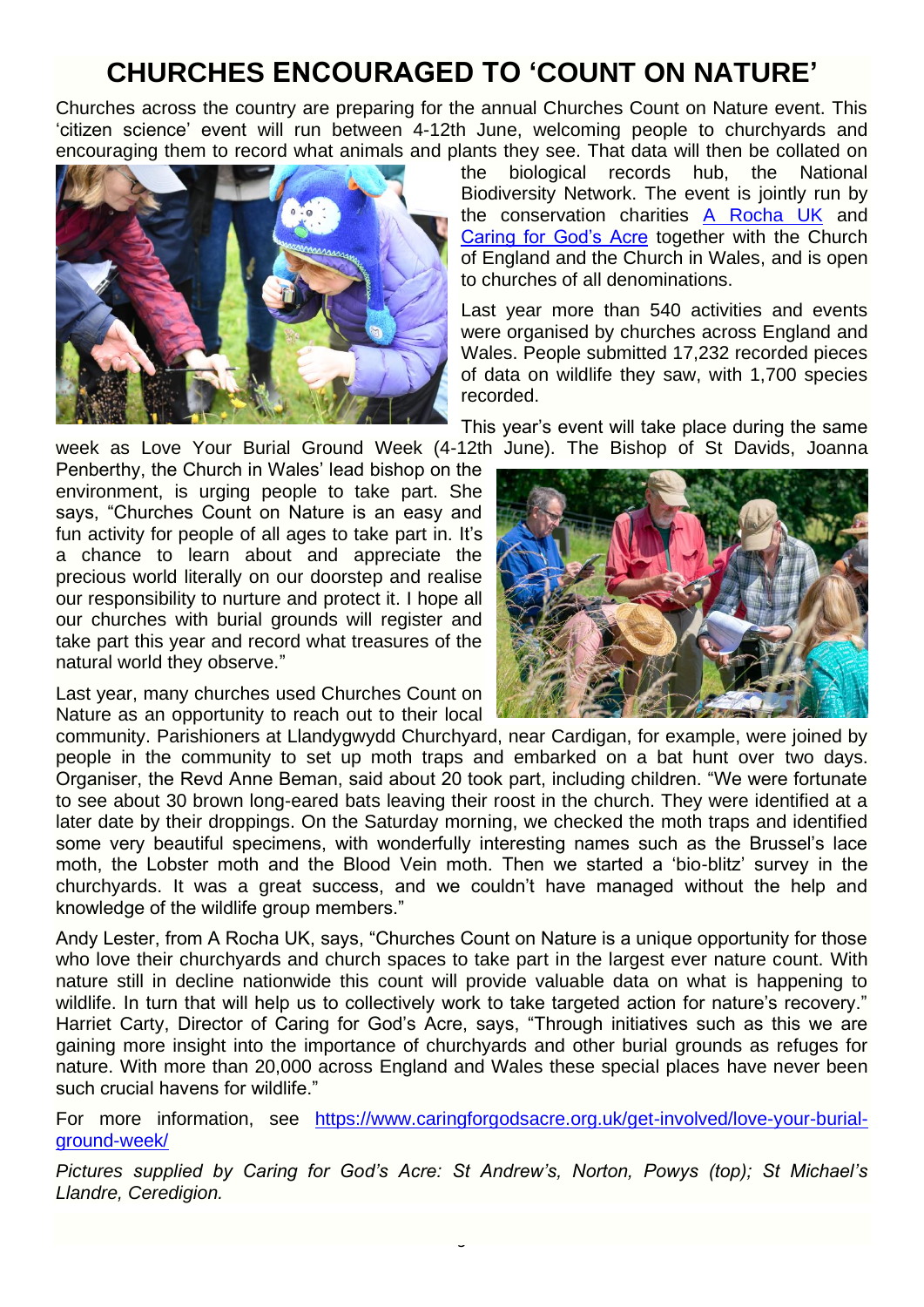# CHURCHES ENCOURAGED TO 'COUNT ON NATURE'

Churches across the country are preparing for the annual Churches Count on Nature event. This 'citizen science' event will run between 4-12th June, welcoming people to churchyards and encouraging them to record what animals and plants they see. That data will then be collated on the biological records hub, the National Biodiversity Network. The event is jointly run by the conservation charities A Rocha UK and Caring for God's Acre together with the Church of England and the Church in Wales, and is open to churches of all denominations.

Last year more than 540 activities and events were organised by churches across England and Wales. People submitted 17,232 recorded pieces of data on wildlife they saw, with 1,700 species recorded.

This year's event will take place during the same week as Love Your Burial Ground Week (4-12th June). The Bishop of St Davids, Joanna Penberthy, the Church in Wales' lead bishop on the environment, is urging people to take part. She says, "Churches Count on Nature is an easy and fun activity for people of all ages to take part in. It's a chance to learn about and appreciate the precious world literally on our doorstep and realise our responsibility to nurture and protect it. I hope all our churches with burial grounds will register and take part this year and record what treasures of the natural world they observe."

Last year, many churches used Churches Count on Nature as an opportunity to reach out to their local community. Parishioners at Llandygwydd Churchyard, near Cardigan, for example, were joined by people in the community to set up moth traps and embarked on a bat hunt over two days. Organiser, the Revd Anne Beman, said about 20 took part, including children. "We were fortunate to see about 30 brown long-eared bats leaving their roost in the church. They were identified at a later date by their droppings. On the Saturday morning, we checked the moth traps and identified some very beautiful specimens, with wonderfully interesting names such as the Brussel's lace moth, the Lobster moth and the Blood Vein moth. Then we started a 'bio-blitz' survey in the churchyards. It was a great success, and we couldn't have managed without the help and knowledge of the wildlife group members."

Andy Lester, from A Rocha UK, says, "Churches Count on Nature is a unique opportunity for those who love their churchyards and church spaces to take part in the largest ever nature count. With nature still in decline nationwide this count will provide valuable data on what is happening to wildlife. In turn that will help us to collectively work to take targeted action for nature's recovery." Harriet Carty, Director of Caring for God's Acre, says, "Through initiatives such as this we are gaining more insight into the importance of churchyards and other burial grounds as refuges for nature. With more than 20,000 across England and Wales these special places have never been such crucial havens for wildlife."

For more information, see https://www.caringforgodsacre.org.uk/get-involved/love-your-burial-ground-week/

*Pictures supplied by Caring for God's Acre: St Andrew's, Norton, Powys (top); St Michael's Llandre, Ceredigion.*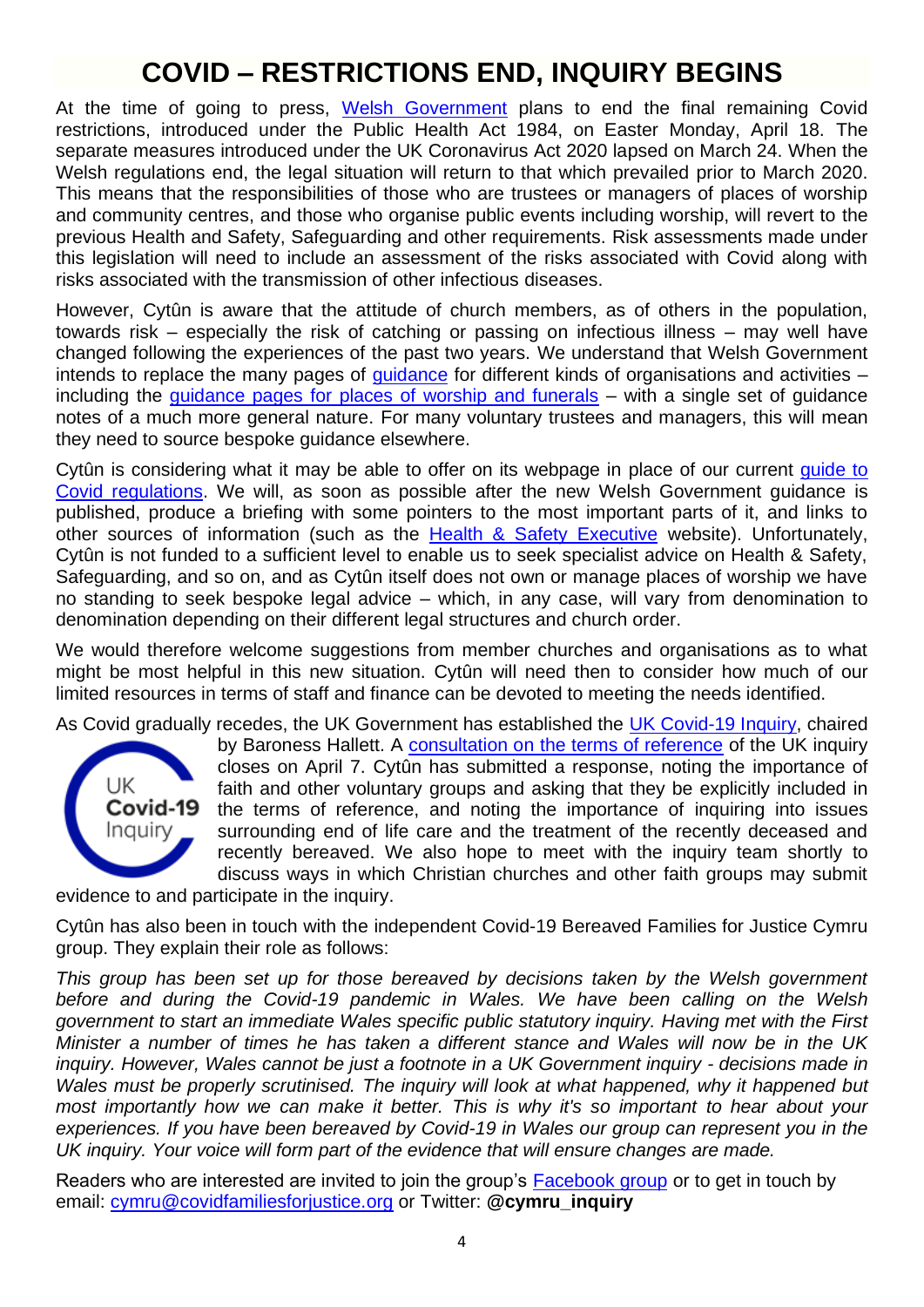# COVID – RESTRICTIONS END, INQUIRY BEGINS

At the time of going to press, Welsh Government plans to end the final remaining Covid restrictions, introduced under the Public Health Act 1984, on Easter Monday, April 18. The separate measures introduced under the UK Coronavirus Act 2020 lapsed on March 24. When the Welsh regulations end, the legal situation will return to that which prevailed prior to March 2020. This means that the responsibilities of those who are trustees or managers of places of worship and community centres, and those who organise public events including worship, will revert to the previous Health and Safety, Safeguarding and other requirements. Risk assessments made under this legislation will need to include an assessment of the risks associated with Covid along with risks associated with the transmission of other infectious diseases.

However, Cytûn is aware that the attitude of church members, as of others in the population, towards risk – especially the risk of catching or passing on infectious illness – may well have changed following the experiences of the past two years. We understand that Welsh Government intends to replace the many pages of guidance for different kinds of organisations and activities – including the guidance pages for places of worship and funerals – with a single set of guidance notes of a much more general nature. For many voluntary trustees and managers, this will mean they need to source bespoke guidance elsewhere.

Cytûn is considering what it may be able to offer on its webpage in place of our current guide to Covid regulations. We will, as soon as possible after the new Welsh Government guidance is published, produce a briefing with some pointers to the most important parts of it, and links to other sources of information (such as the Health & Safety Executive website). Unfortunately, Cytûn is not funded to a sufficient level to enable us to seek specialist advice on Health & Safety, Safeguarding, and so on, and as Cytûn itself does not own or manage places of worship we have no standing to seek bespoke legal advice – which, in any case, will vary from denomination to denomination depending on their different legal structures and church order.

We would therefore welcome suggestions from member churches and organisations as to what might be most helpful in this new situation. Cytûn will need then to consider how much of our limited resources in terms of staff and finance can be devoted to meeting the needs identified.

As Covid gradually recedes, the UK Government has established the UK Covid-19 Inquiry, chaired by Baroness Hallett. A consultation on the terms of reference of the UK inquiry closes on April 7. Cytûn has submitted a response, noting the importance of faith and other voluntary groups and asking that they be explicitly included in the terms of reference, and noting the importance of inquiring into issues surrounding end of life care and the treatment of the recently deceased and recently bereaved. We also hope to meet with the inquiry team shortly to discuss ways in which Christian churches and other faith groups may submit evidence to and participate in the inquiry.

Cytûn has also been in touch with the independent Covid-19 Bereaved Families for Justice Cymru group. They explain their role as follows:

*This group has been set up for those bereaved by decisions taken by the Welsh government before and during the Covid-19 pandemic in Wales. We have been calling on the Welsh government to start an immediate Wales specific public statutory inquiry. Having met with the First Minister a number of times he has taken a different stance and Wales will now be in the UK inquiry. However, Wales cannot be just a footnote in a UK Government inquiry - decisions made in Wales must be properly scrutinised. The inquiry will look at what happened, why it happened but most importantly how we can make it better. This is why it's so important to hear about your experiences. If you have been bereaved by Covid-19 in Wales our group can represent you in the UK inquiry. Your voice will form part of the evidence that will ensure changes are made.*

Readers who are interested are invited to join the group's Facebook group or to get in touch by email: cymru@covidfamiliesforjustice.org or Twitter: **@cymru_inquiry**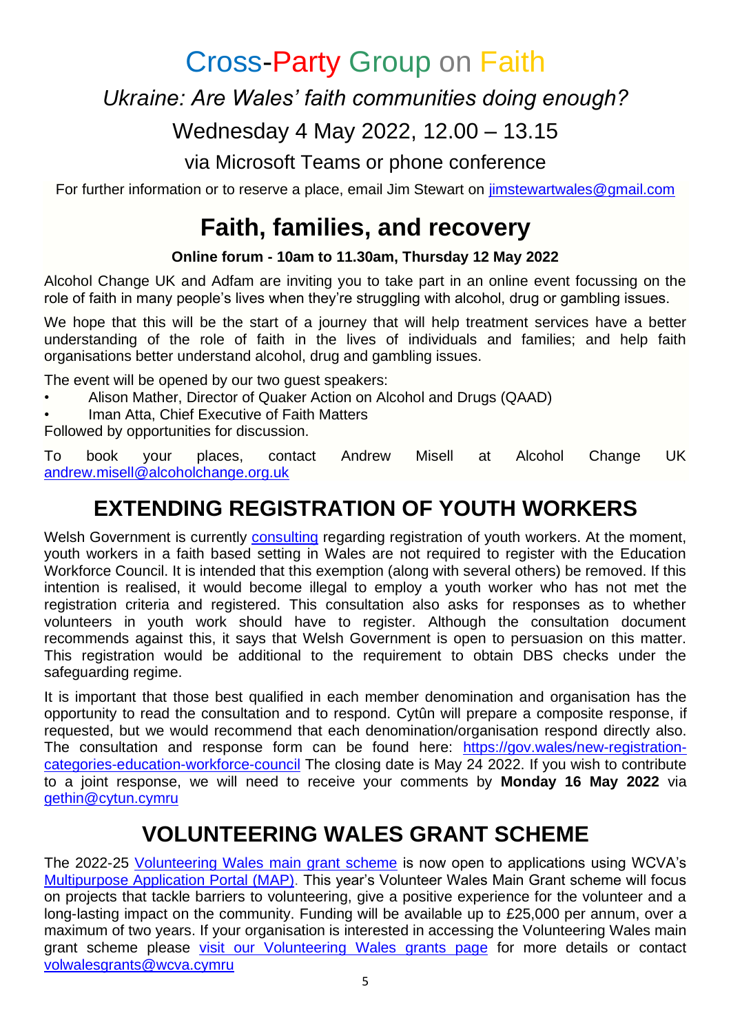# Cross-Party Group on Faith

*Ukraine: Are Wales' faith communities doing enough?*

Wednesday 4 May 2022, 12.00 – 13.15

via Microsoft Teams or phone conference

For further information or to reserve a place, email Jim Stewart on jimstewartwales@gmail.com

## Faith, families, and recovery

**Online forum - 10am to 11.30am, Thursday 12 May 2022**

Alcohol Change UK and Adfam are inviting you to take part in an online event focussing on the role of faith in many people's lives when they're struggling with alcohol, drug or gambling issues.

We hope that this will be the start of a journey that will help treatment services have a better understanding of the role of faith in the lives of individuals and families; and help faith organisations better understand alcohol, drug and gambling issues.

The event will be opened by our two guest speakers:

- Alison Mather, Director of Quaker Action on Alcohol and Drugs (QAAD)
- Iman Atta, Chief Executive of Faith Matters

Followed by opportunities for discussion.

To book your places, contact Andrew Misell at Alcohol Change UK andrew.misell@alcoholchange.org.uk

## EXTENDING REGISTRATION OF YOUTH WORKERS

Welsh Government is currently consulting regarding registration of youth workers. At the moment, youth workers in a faith based setting in Wales are not required to register with the Education Workforce Council. It is intended that this exemption (along with several others) be removed. If this intention is realised, it would become illegal to employ a youth worker who has not met the registration criteria and registered. This consultation also asks for responses as to whether volunteers in youth work should have to register. Although the consultation document recommends against this, it says that Welsh Government is open to persuasion on this matter. This registration would be additional to the requirement to obtain DBS checks under the safeguarding regime.

It is important that those best qualified in each member denomination and organisation has the opportunity to read the consultation and to respond. Cytûn will prepare a composite response, if requested, but we would recommend that each denomination/organisation respond directly also. The consultation and response form can be found here: https://gov.wales/new-registration-categories-education-workforce-council The closing date is May 24 2022. If you wish to contribute to a joint response, we will need to receive your comments by **Monday 16 May 2022** via gethin@cytun.cymru

## VOLUNTEERING WALES GRANT SCHEME

The 2022-25 Volunteering Wales main grant scheme is now open to applications using WCVA's Multipurpose Application Portal (MAP). This year's Volunteer Wales Main Grant scheme will focus on projects that tackle barriers to volunteering, give a positive experience for the volunteer and a long-lasting impact on the community. Funding will be available up to £25,000 per annum, over a maximum of two years. If your organisation is interested in accessing the Volunteering Wales main grant scheme please visit our Volunteering Wales grants page for more details or contact volwalesgrants@wcva.cymru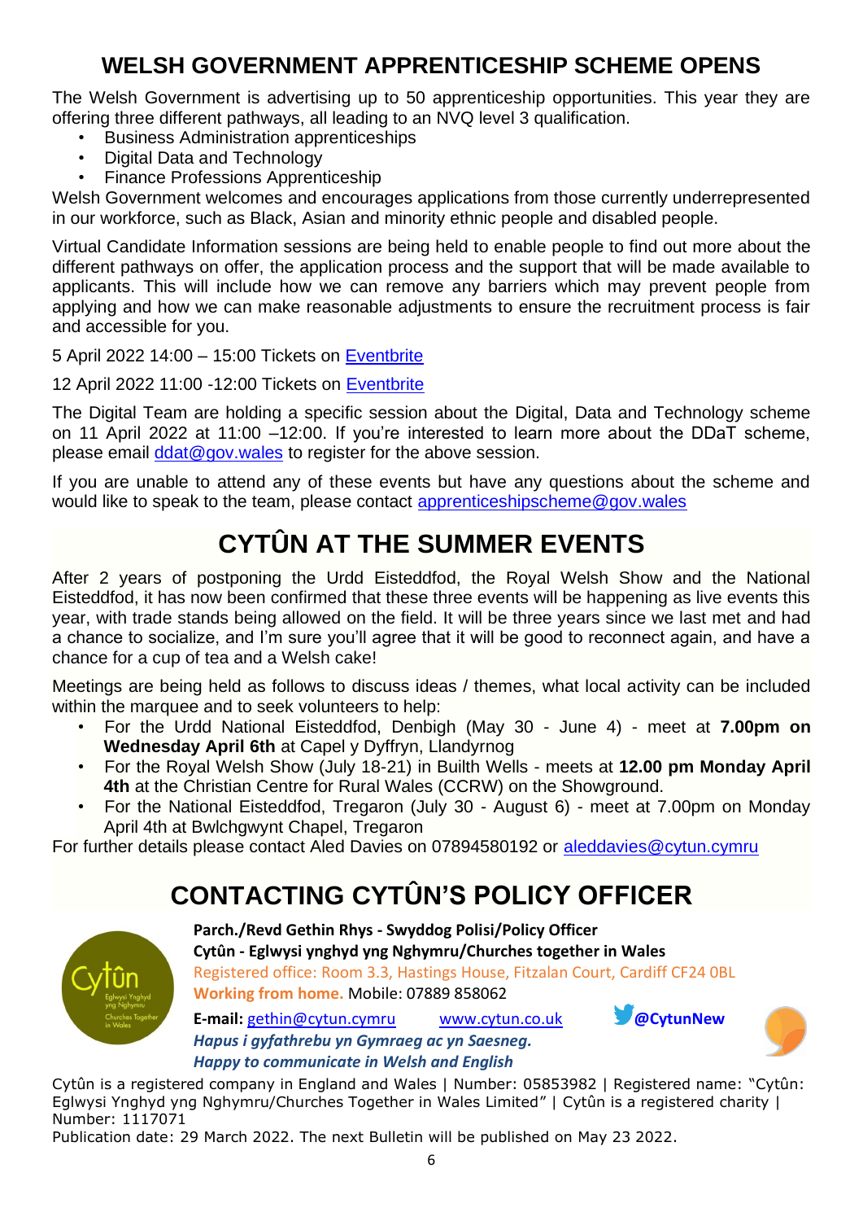## WELSH GOVERNMENT APPRENTICESHIP SCHEME OPENS

The Welsh Government is advertising up to 50 apprenticeship opportunities. This year they are offering three different pathways, all leading to an NVQ level 3 qualification.

- Business Administration apprenticeships
- Digital Data and Technology
- Finance Professions Apprenticeship

Welsh Government welcomes and encourages applications from those currently underrepresented in our workforce, such as Black, Asian and minority ethnic people and disabled people.

Virtual Candidate Information sessions are being held to enable people to find out more about the different pathways on offer, the application process and the support that will be made available to applicants. This will include how we can remove any barriers which may prevent people from applying and how we can make reasonable adjustments to ensure the recruitment process is fair and accessible for you.

5 April 2022 14:00 – 15:00 Tickets on Eventbrite

12 April 2022 11:00 -12:00 Tickets on Eventbrite

The Digital Team are holding a specific session about the Digital, Data and Technology scheme on 11 April 2022 at 11:00 –12:00. If you're interested to learn more about the DDaT scheme, please email ddat@gov.wales to register for the above session.

If you are unable to attend any of these events but have any questions about the scheme and would like to speak to the team, please contact apprenticeshipscheme@gov.wales

## CYTÛN AT THE SUMMER EVENTS

After 2 years of postponing the Urdd Eisteddfod, the Royal Welsh Show and the National Eisteddfod, it has now been confirmed that these three events will be happening as live events this year, with trade stands being allowed on the field. It will be three years since we last met and had a chance to socialize, and I'm sure you'll agree that it will be good to reconnect again, and have a chance for a cup of tea and a Welsh cake!

Meetings are being held as follows to discuss ideas / themes, what local activity can be included within the marquee and to seek volunteers to help:

- For the Urdd National Eisteddfod, Denbigh (May 30 - June 4) - meet at **7.00pm on Wednesday April 6th** at Capel y Dyffryn, Llandyrnog
- For the Royal Welsh Show (July 18-21) in Builth Wells - meets at **12.00 pm Monday April 4th** at the Christian Centre for Rural Wales (CCRW) on the Showground.
- For the National Eisteddfod, Tregaron (July 30 - August 6) - meet at 7.00pm on Monday April 4th at Bwlchgwynt Chapel, Tregaron

For further details please contact Aled Davies on 07894580192 or aleddavies@cytun.cymru

## CONTACTING CYTÛN'S POLICY OFFICER

**Parch./Revd Gethin Rhys - Swyddog Polisi/Policy Officer**
**Cytûn - Eglwysi ynghyd yng Nghymru/Churches together in Wales**
Registered office: Room 3.3, Hastings House, Fitzalan Court, Cardiff CF24 0BL
**Working from home.** Mobile: 07889 858062
**E-mail:** gethin@cytun.cymru www.cytun.co.uk **@CytunNew**
***Hapus i gyfathrebu yn Gymraeg ac yn Saesneg.***
***Happy to communicate in Welsh and English***

Cytûn is a registered company in England and Wales | Number: 05853982 | Registered name: "Cytûn: Eglwysi Ynghyd yng Nghymru/Churches Together in Wales Limited" | Cytûn is a registered charity | Number: 1117071

Publication date: 29 March 2022. The next Bulletin will be published on May 23 2022.